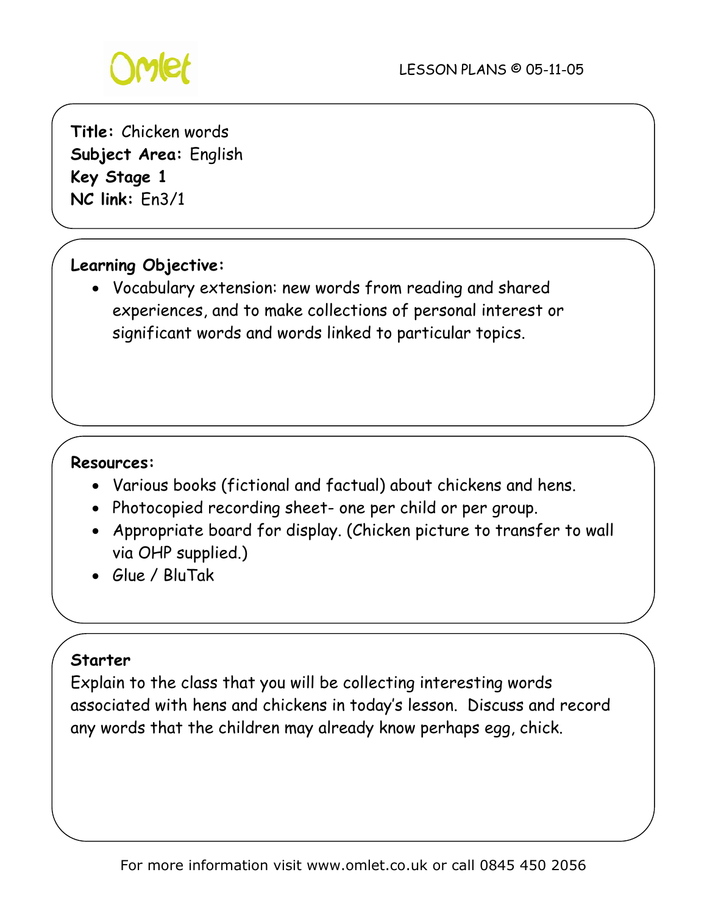**Title:** Chicken words
**Subject Area:** English
**Key Stage 1**
**NC link:** En3/1

**Learning Objective:**

- Vocabulary extension: new words from reading and shared experiences, and to make collections of personal interest or significant words and words linked to particular topics.

**Resources:**

- Various books (fictional and factual) about chickens and hens.
- Photocopied recording sheet- one per child or per group.
- Appropriate board for display. (Chicken picture to transfer to wall via OHP supplied.)
- Glue / BluTak

**Starter**

Explain to the class that you will be collecting interesting words associated with hens and chickens in today's lesson. Discuss and record any words that the children may already know perhaps egg, chick.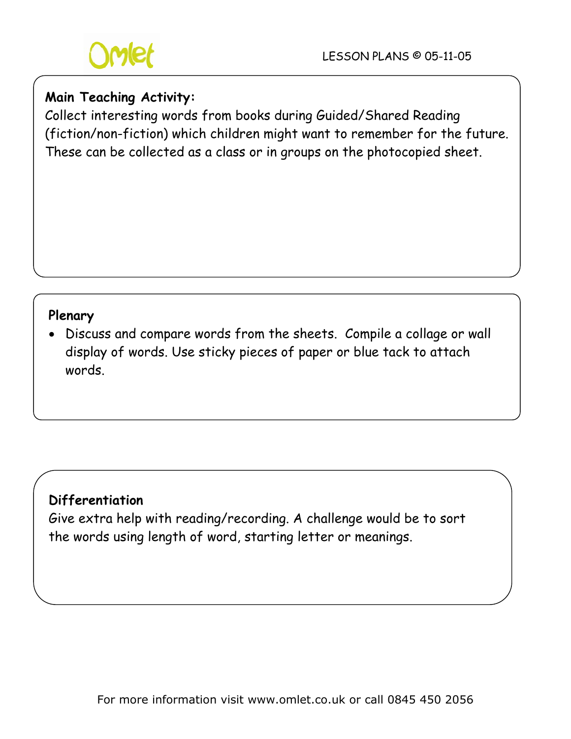**Main Teaching Activity:**

Collect interesting words from books during Guided/Shared Reading (fiction/non-fiction) which children might want to remember for the future. These can be collected as a class or in groups on the photocopied sheet.

**Plenary**

- Discuss and compare words from the sheets. Compile a collage or wall display of words. Use sticky pieces of paper or blue tack to attach words.

**Differentiation**

Give extra help with reading/recording. A challenge would be to sort the words using length of word, starting letter or meanings.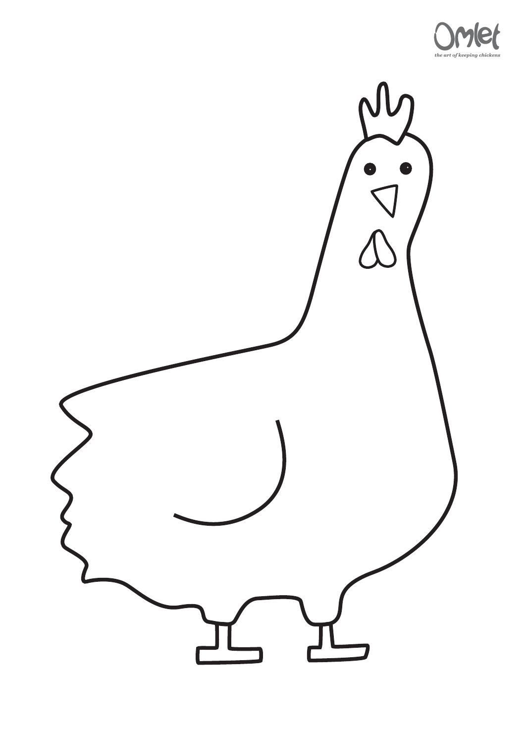Omlet

*the art of keeping chickens*